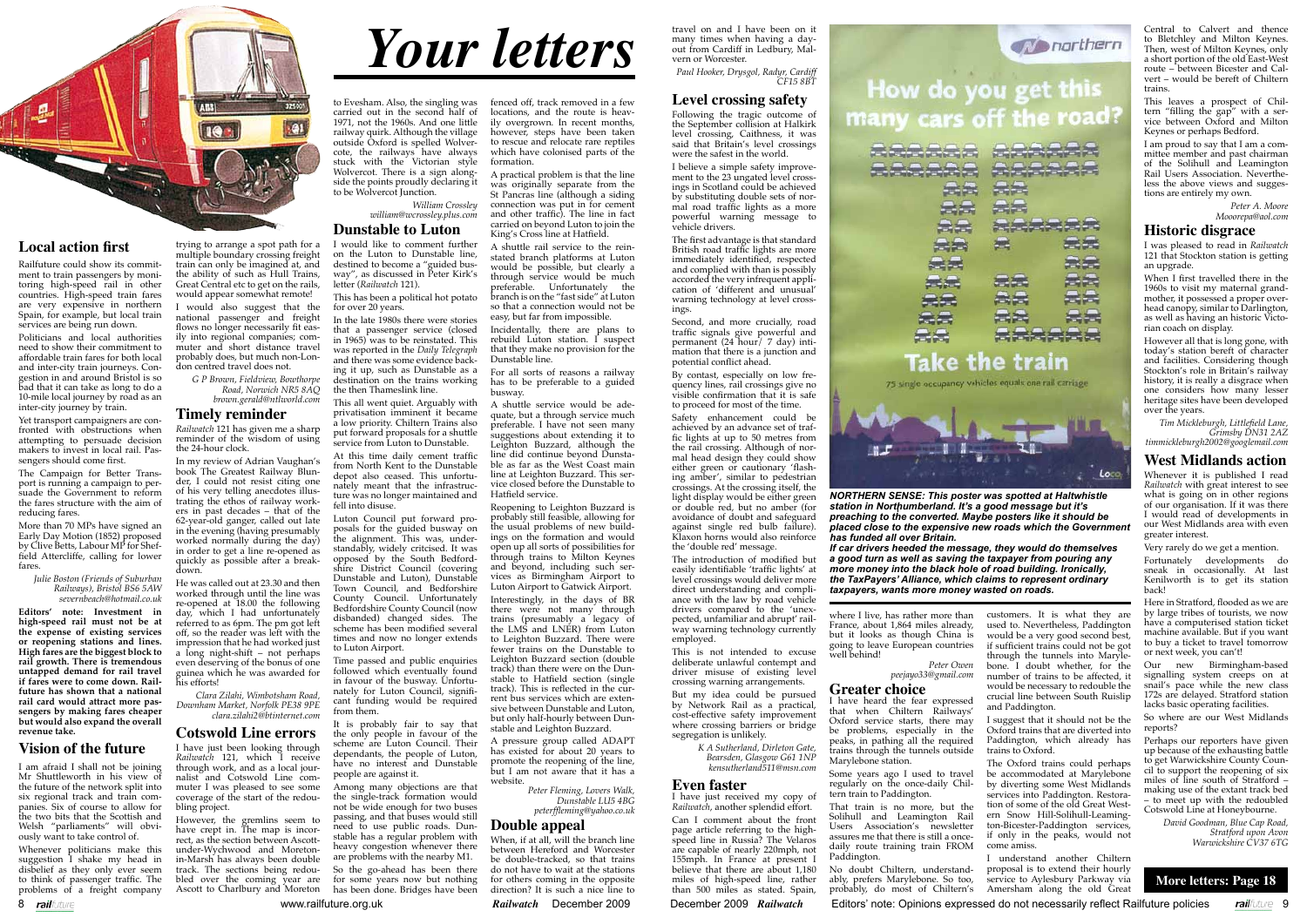# Your letters

## Local action first

Railfuture could show its commitment to train passengers by monitoring high-speed rail in other countries. High-speed train fares are very expensive in northern Spain, for example, but local train services are being run down.

Politicians and local authorities need to show their commitment to affordable train fares for both local and inter-city train journeys. Congestion in and around Bristol is so bad that it can take as long to do a 10-mile local journey by road as an inter-city journey by train.

Yet transport campaigners are confronted with obstructions when attempting to persuade decision makers to invest in local rail. Passengers should come first.

The Campaign for Better Transport is running a campaign to persuade the Government to reform the fares structure with the aim of reducing fares.

More than 70 MPs have signed an Early Day Motion (1852) proposed by Clive Betts, Labour MP for Sheffield Attercliffe, calling for lower fares.

*Julie Boston (Friends of Suburban Railways), Bristol BS6 5AW severnbeach@hotmail.co.uk*

**Editors' note: Investment in high-speed rail must not be at the expense of existing services or reopening stations and lines. High fares are the biggest block to rail growth. There is tremendous untapped demand for rail travel if fares were to come down. Railfuture has shown that a national rail card would attract more passengers by making fares cheaper but would also expand the overall revenue take.**

## Vision of the future

I am afraid I shall not be joining Mr Shuttleworth in his view of the future of the network split into six regional track and train companies. Six of course to allow for the two bits that the Scottish and Welsh "parliaments" will obviously want to take control of.

Whenever politicians make this suggestion I shake my head in disbelief as they only ever seem to think of passenger traffic. The problems of a freight company trying to arrange a spot path for a multiple boundary crossing freight train can only be imagined at, and the ability of such as Hull Trains, Great Central etc to get on the rails, would appear somewhat remote!

I would also suggest that the national passenger and freight flows no longer necessarily fit easily into regional companies; commuter and short distance travel probably does, but much non-London directed travel does not.

*G P Brown, Fieldview, Bowthorpe Road, Norwich NR5 8AQ brown.gerald@ntlworld.com*

## Timely reminder

*Railwatch* 121 has given me a sharp reminder of the wisdom of using the 24-hour clock.

In my review of Adrian Vaughan's book The Greatest Railway Blunder, I could not resist citing one of his very telling anecdotes illustrating the ethos of railway workers in past decades – that of the 62-year-old ganger, called out late in the evening (having presumably worked normally during the day) in order to get a line re-opened as quickly as possible after a breakdown.

He was called out at 23.30 and then worked through until the line was re-opened at 18.00 the following day, which I had unfortunately referred to as 6pm. The pm got left off, so the reader was left with the impression that he had worked just a long night-shift – not perhaps even deserving of the bonus of one guinea which he was awarded for his efforts!

*Clara Zilahi, Wimbotsham Road, Downham Market, Norfolk PE38 9PE clara.zilahi2@btinternet.com*

## Cotswold Line errors

I have just been looking through *Railwatch* 121, which I receive through work, and as a local journalist and Cotswold Line commuter I was pleased to see some coverage of the start of the redoubling project.

However, the gremlins seem to have crept in. The map is incorrect, as the section between Ascott-under-Wychwood and Moreton-in-Marsh has always been double track. The sections being redoubled over the coming year are Ascott to Charlbury and Moreton to Evesham. Also, the singling was carried out in the second half of 1971, not the 1960s. And one little railway quirk. Although the village outside Oxford is spelled Wolvercote, the railways have always stuck with the Victorian style Wolvercot. There is a sign alongside the points proudly declaring it to be Wolvercot Junction.

*William Crossley william@wcrossley.plus.com*

## Dunstable to Luton

I would like to comment further on the Luton to Dunstable line, destined to become a "guided busway", as discussed in Peter Kirk's letter (*Railwatch* 121).

This has been a political hot potato for over 20 years.

In the late 1980s there were stories that a passenger service (closed in 1965) was to be reinstated. This was reported in the *Daily Telegraph* and there was some evidence backing it up, such as Dunstable as a destination on the trains working the then Thameslink line.

This all went quiet. Arguably with privatisation imminent it became a low priority. Chiltern Trains also put forward proposals for a shuttle service from Luton to Dunstable.

At this time daily cement traffic from North Kent to the Dunstable depot also ceased. This unfortunately meant that the infrastructure was no longer maintained and fell into disuse.

Luton Council put forward proposals for the guided busway on the alignment. This was, understandably, widely criticised. It was opposed by the South Bedfordshire District Council (covering Dunstable and Luton), Dunstable Town Council, and Bedfordshire County Council. Unfortunately Bedfordshire County Council (now disbanded) changed sides. The scheme has been modified several times and now no longer extends to Luton Airport.

Time passed and public enquiries followed which eventually found in favour of the busway. Unfortunately for Luton Council, significant funding would be required from them.

It is probably fair to say that the only people in favour of the scheme are Luton Council. Their dependants, the people of Luton, have no interest and Dunstable people are against it.

Among many objections are that the single-track formation would not be wide enough for two buses passing, and that buses would still need to use public roads. Dunstable has a regular problem with heavy congestion whenever there are problems with the nearby M1.

So the go-ahead has been there for some years now but nothing has been done. Bridges have been fenced off, track removed in a few locations, and the route is heavily overgrown. In recent months, however, steps have been taken to rescue and relocate rare reptiles which have colonised parts of the formation.

A practical problem is that the line was originally separate from the St Pancras line (although a siding connection was put in for cement and other traffic). The line in fact carried on beyond Luton to join the King's Cross line at Hatfield.

A shuttle rail service to the reinstated branch platforms at Luton would be possible, but clearly a through service would be much preferable. Unfortunately the branch is on the "fast side" at Luton so that a connection would not be easy, but far from impossible.

Incidentally, there are plans to rebuild Luton station. I suspect that they make no provision for the Dunstable line.

For all sorts of reasons a railway has to be preferable to a guided busway.

A shuttle service would be adequate, but a through service much preferable. I have not seen many suggestions about extending it to Leighton Buzzard, although the line did continue beyond Dunstable as far as the West Coast main line at Leighton Buzzard. This service closed before the Dunstable to Hatfield service.

Reopening to Leighton Buzzard is probably still feasible, allowing for the usual problems of new buildings on the formation and would open up all sorts of possibilities for through trains to Milton Keynes and beyond, including such services as Birmingham Airport to Luton Airport to Gatwick Airport.

Interestingly, in the days of BR there were not many through trains (presumably a legacy of the LMS and LNER) from Luton to Leighton Buzzard. There were fewer trains on the Dunstable to Leighton Buzzard section (double track) than there were on the Dunstable to Hatfield section (single track). This is reflected in the current bus services which are extensive between Dunstable and Luton, but only half-hourly between Dunstable and Leighton Buzzard.

A pressure group called ADAPT has existed for about 20 years to promote the reopening of the line, but I am not aware that it has a website.

*Peter Fleming, Lovers Walk, Dunstable LU5 4BG peterffleming@yahoo.co.uk*

## Double appeal

When, if at all, will the branch line between Hereford and Worcester be double-tracked, so that trains do not have to wait at the stations for others coming in the opposite direction? It is such a nice line to travel on and I have been on it many times when having a day-out from Cardiff in Ledbury, Malvern or Worcester.

*Paul Hooker, Drysgol, Radyr, Cardiff CF15 8BT*

## Level crossing safety

Following the tragic outcome of the September collision at Halkirk level crossing, Caithness, it was said that Britain's level crossings were the safest in the world.

I believe a simple safety improvement to the 23 ungated level crossings in Scotland could be achieved by substituting double sets of normal road traffic lights as a more powerful warning message to vehicle drivers.

The first advantage is that standard British road traffic lights are more immediately identified, respected and complied with than is possibly accorded the very infrequent application of 'different and unusual' warning technology at level crossings.

Second, and more crucially, road traffic signals give powerful and permanent (24 hour/ 7 day) intimation that there is a junction and potential conflict ahead.

By contast, especially on low frequency lines, rail crossings give no visible confirmation that it is safe to proceed for most of the time.

Safety enhancement could be achieved by an advance set of traffic lights at up to 50 metres from the rail crossing. Although of normal head design they could show either green or cautionary 'flashing amber', similar to pedestrian crossings. At the crossing itself, the light display would be either green or double red, but no amber (for avoidance of doubt and safeguard against single red bulb failure). Klaxon horns would also reinforce the 'double red' message.

The introduction of modified but easily identifiable 'traffic lights' at level crossings would deliver more direct understanding and compliance with the law by road vehicle drivers compared to the 'unexpected, unfamiliar and abrupt' railway warning technology currently employed.

This is not intended to excuse deliberate unlawful contempt and driver misuse of existing level crossing warning arrangements.

But my idea could be pursued by Network Rail as a practical, cost-effective safety improvement where crossing barriers or bridge segregation is unlikely.

*K A Sutherland, Dirleton Gate, Bearsden, Glasgow G61 1NP kensutherland511@msn.com*

## Even faster

I have just received my copy of *Railwatch*, another splendid effort.

Can I comment about the front page article referring to the high-speed line in Russia? The Velaros are capable of nearly 220mph, not 155mph. In France at present I believe that there are about 1,180 miles of high-speed line, rather than 500 miles as stated. Spain, where I live, has rather more than France, about 1,864 miles already, but it looks as though China is going to leave European countries well behind!

*Peter Owen peejayo33@gmail.com*

***NORTHERN SENSE: This poster was spotted at Haltwhistle station in Northumberland. It's a good message but it's preaching to the converted. Maybe posters like it should be placed close to the expensive new roads which the Government has funded all over Britain.***

***If car drivers heeded the message, they would do themselves a good turn as well as saving the taxpayer from pouring any more money into the black hole of road building. Ironically, the TaxPayers' Alliance, which claims to represent ordinary taxpayers, wants more money wasted on roads.***

## Greater choice

I have heard the fear expressed that when Chiltern Railways' Oxford service starts, there may be problems, especially in the peaks, in pathing all the required trains through the tunnels outside Marylebone station.

Some years ago I used to travel regularly on the once-daily Chiltern train to Paddington.

That train is no more, but the Solihull and Leamington Rail Users Association's newsletter assures me that there is still a once-daily route training train FROM Paddington.

No doubt Chiltern, understandably, prefers Marylebone. So too, probably, do most of Chiltern's customers. It is what they are used to. Nevertheless, Paddington would be a very good second best, if sufficient trains could not be got through the tunnels into Marylebone. I doubt whether, for the number of trains to be affected, it would be necessary to redouble the crucial line between South Ruislip and Paddington.

I suggest that it should not be the Oxford trains that are diverted into Paddington, which already has trains to Oxford.

The Oxford trains could perhaps be accommodated at Marylebone by diverting some West Midlands services into Paddington. Restoration of some of the old Great Western Snow Hill-Solihull-Leamington-Bicester-Paddington services, if only in the peaks, would not come amiss.

I understand another Chiltern proposal is to extend their hourly service to Aylesbury Parkway via Amersham along the old Great Central to Calvert and thence to Bletchley and Milton Keynes. Then, west of Milton Keynes, only a short portion of the old East-West route – between Bicester and Calvert – would be bereft of Chiltern trains.

This leaves a prospect of Chiltern "filling the gap" with a service between Oxford and Milton Keynes or perhaps Bedford.

I am proud to say that I am a committee member and past chairman of the Solihull and Leamington Rail Users Association. Nevertheless the above views and suggestions are entirely my own.

*Peter A. Moore Mooorepa@aol.com*

## Historic disgrace

I was pleased to read in *Railwatch* 121 that Stockton station is getting an upgrade.

When I first travelled there in the 1960s to visit my maternal grandmother, it possessed a proper overhead canopy, similar to Darlington, as well as having an historic Victorian coach on display.

However all that is long gone, with today's station bereft of character and facilities. Considering though Stockton's role in Britain's railway history, it is really a disgrace when one considers how many lesser heritage sites have been developed over the years.

*Tim Mickleburgh, Littlefield Lane, Grimsby DN31 2AZ timmickleburgh2002@googlemail.com*

## West Midlands action

Whenever it is published I read *Railwatch* with great interest to see what is going on in other regions of our organisation. If it was there I would read of developments in our West Midlands area with even greater interest.

Very rarely do we get a mention.

Fortunately developments do sneak in occasionally. At last Kenilworth is to get its station back!

Here in Stratford, flooded as we are by large tribes of tourists, we now have a computerised station ticket machine available. But if you want to buy a ticket to travel tomorrow or next week, you can't!

Our new Birmingham-based signalling system creeps on at snail's pace while the new class 172s are delayed. Stratford station lacks basic operating facilities.

So where are our West Midlands reports?

Perhaps our reporters have given up because of the exhausting battle to get Warwickshire County Council to support the reopening of six miles of line south of Stratford – making use of the extant track bed – to meet up with the redoubled Cotswold Line at Honeybourne.

*David Goodman, Blue Cap Road, Stratford upon Avon Warwickshire CV37 6TG*

**More letters: Page 18**

Editors' note: Opinions expressed do not necessarily reflect Railfuture policies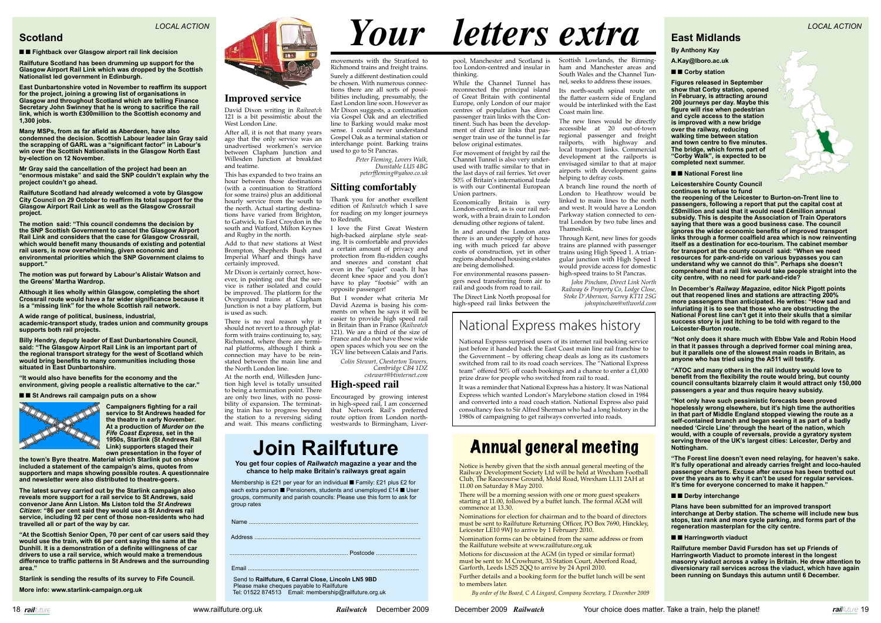## Scotland

**■ ■ Fightback over Glasgow airport rail link decision**

**Railfuture Scotland has been drumming up support for the Glasgow Airport Rail Link which was dropped by the Scottish Nationalist led government in Edinburgh.**

**East Dunbartonshire voted in November to reaffirm its support for the project, joining a growing list of organisations in Glasgow and throughout Scotland which are telling Finance Secretary John Swinney that he is wrong to sacrifice the rail link, which is worth £300million to the Scottish economy and 1,300 jobs.**

**Many MSPs, from as far afield as Aberdeen, have also condemned the decision. Scottish Labour leader Iain Gray said the scrapping of GARL was a "significant factor" in Labour's win over the Scottish Nationalists in the Glasgow North East by-election on 12 November.**

**Mr Gray said the cancellation of the project had been an "enormous mistake" and said the SNP couldn't explain why the project couldn't go ahead.**

**Railfuture Scotland had already welcomed a vote by Glasgow City Council on 29 October to reaffirm its total support for the Glasgow Airport Rail Link as well as the Glasgow Crossrail project.**

**The motion said: "This council condemns the decision by the SNP Scottish Government to cancel the Glasgow Airport Rail Link and considers that the case for Glasgow Crossrail, which would benefit many thousands of existing and potential rail users, is now overwhelming, given economic and environmental priorities which the SNP Government claims to support."**

**The motion was put forward by Labour's Alistair Watson and the Greens' Martha Wardrop.**

**Although it lies wholly within Glasgow, completing the short Crossrail route would have a far wider significance because it is a "missing link" for the whole Scottish rail network.**

**A wide range of political, business, industrial, academic-transport study, trades union and community groups supports both rail projects.**

**Billy Hendry, deputy leader of East Dunbartonshire Council, said: "The Glasgow Airport Rail Link is an important part of the regional transport strategy for the west of Scotland which would bring benefits to many communities including those situated in East Dunbartonshire.**

**"It would also have benefits for the economy and the environment, giving people a realistic alternative to the car."**

**■ ■ St Andrews rail campaign puts on a show**

**Campaigners fighting for a rail service to St Andrews headed for the theatre in early November. At a production of *Murder on the Fife Coast Express*, set in the 1950s, Starlink (St Andrews Rail Link) supporters staged their own presentation in the foyer of the town's Byre theatre. Material which Starlink put on show included a statement of the campaign's aims, quotes from supporters and maps showing possible routes. A questionnaire and newsletter were also distributed to theatre-goers.**

**The latest survey carried out by the Starlink campaign also reveals more support for a rail service to St Andrews, said convenor Jane Ann Liston. Ms Liston told the *St Andrews Citizen*: "86 per cent said they would use a St Andrews rail service, including 92 per cent of those non-residents who had travelled all or part of the way by car.**

**"At the Scottish Senior Open, 70 per cent of car users said they would use the train, with 66 per cent saying the same at the Dunhill. It is a demonstration of a definite willingness of car drivers to use a rail service, which would make a tremendous difference to traffic patterns in St Andrews and the surrounding area."**

**Starlink is sending the results of its survey to Fife Council.**

**More info: www.starlink-campaign.org.uk**

# Your letters extra

## Improved service

David Dixon writing in *Railwatch* 121 is a bit pessimistic about the West London Line.

After all, it is not that many years ago that the only service was an unadvertised workmen's service between Clapham Junction and Willesden Junction at breakfast and teatime.

This has expanded to two trains an hour between those destinations (with a continuation to Stratford for some trains) plus an additional hourly service from the south to the north. Actual starting destinations have varied from Brighton, to Gatwick, to East Croydon in the south and Watford, Milton Keynes and Rugby in the north.

Add to that new stations at West Brompton, Shepherds Bush and Imperial Wharf and things have certainly improved.

Mr Dixon is certainly correct, however, in pointing out that the service is rather isolated and could be improved. The platform for the Overground trains at Clapham Junction is not a bay platform, but is used as such.

There is no real reason why it should not revert to a through platform with trains continuing to, say, Richmond, where there are terminal platforms, although I think a connection may have to be reinstated between the main line and the North London line.

At the north end, Willesden Junction high level is totally unsuited to being a termination point. There are only two lines, with no possibility of expansion. The terminating train has to progress beyond the station to a reversing siding and wait. This means conflicting movements with the Stratford to Richmond trains and freight trains.

Surely a different destination could be chosen. With numerous connections there are all sorts of possibilities including, presumably, the East London line soon. However as Mr Dixon suggests, a continuation via Gospel Oak and an electrified line to Barking would make most sense. I could never understand Gospel Oak as a terminal station or interchange point. Barking trains used to go to St Pancras.

*Peter Fleming, Lovers Walk, Dunstable LU5 4BG peterffleming@yahoo.co.uk*

## Sitting comfortably

Thank you for another excellent edition of *Railwatch* which I save for reading on my longer journeys to Redruth.

I love the First Great Western high-backed airplane style seating. It is comfortable and provides a certain amount of privacy and protection from flu-ridden coughs and sneezes and constant chat even in the "quiet" coach. It has decent knee space and you don't have to play "footsie" with an opposite passenger!

But I wonder what criteria Mr David Azema is basing his comments on when he says it will be easier to provide high speed rail in Britain than in France (*Railwatch* 121). We are a third of the size of France and do not have those wide open spaces which you see on the TGV line between Calais and Paris.

*Colin Stewart, Chesterton Towers, Cambridge CB4 1DZ cstewart@btinternet.com*

## High-speed rail

Encouraged by growing interest in high-speed rail, I am concerned that Network Rail's preferred route option from London northwestwards to Birmingham, Liverpool, Manchester and Scotland is too London-centred and insular in thinking.

While the Channel Tunnel has reconnected the principal island of Great Britain with continental Europe, only London of our major centres of population has direct passenger train links with the Continent. Such has been the development of direct air links that passenger train use of the tunnel is far below original estimates.

For movement of freight by rail the Channel Tunnel is also very underused with traffic similar to that in the last days of rail ferries. Yet over 50% of Britain's international trade is with our Continental European Union partners.

Economically Britain is very London-centred, as is our rail network, with a brain drain to London denuding other regions of talent.

In and around the London area there is an under-supply of housing with much priced far above costs of construction, yet in other regions abandoned housing estates are being demolished.

For environmental reasons passengers need transferring from air to rail and goods from road to rail.

The Direct Link North proposal for high-speed rail links between the Scottish Lowlands, the Birmingham and Manchester areas and South Wales and the Channel Tunnel, seeks to address these issues.

Its north-south spinal route on the flatter eastern side of England would be interlinked with the East Coast main line.

The new lines would be directly accessible at 20 out-of-town regional passenger and freight railports, with highway and local transport links. Commercial development at the railports is envisaged similar to that at major airports with development gains helping to defray costs.

A branch line round the north of London to Heathrow would be linked to main lines to the north and west. It would have a London Parkway station connected to central London by two tube lines and Thameslink.

Through Kent, new lines for goods trains are planned with passenger trains using High Speed 1. A triangular junction with High Speed 1 would provide access for domestic high-speed trains to St Pancras.

*John Pincham, Direct Link North Railway & Property Co, Lodge Close, Stoke D'Abernon, Surrey KT11 2SG johnpincham@ntlworld.com*

## National Express makes history

National Express surprised users of its internet rail booking service just before it handed back the East Coast main line rail franchise to the Government – by offering cheap deals as long as its customers switched from rail to its road coach services. The "National Express team" offered 50% off coach bookings and a chance to enter a £1,000 prize draw for people who switched from rail to road.

It was a reminder that National Express has a history. It was National Express which wanted London's Marylebone station closed in 1984 and converted into a road coach station. National Express also paid consultancy fees to Sir Alfred Sherman who had a long history in the 1980s of campaigning to get railways converted into roads.

# Join Railfuture

**You get four copies of *Railwatch* magazine a year and the chance to help make Britain's railways great again**

Membership is £21 per year for an individual ■ Family: £21 plus £2 for each extra person ■ Pensioners, students and unemployed £14 ■ User groups, community and parish councils: Please use this form to ask for group rates

Name ......................................................................................................

Address ..................................................................................................

.................................................................. Postcode .........................

Email .......................................................................................................

Send to **Railfuture, 6 Carral Close, Lincoln LN5 9BD**
Please make cheques payable to Railfuture
Tel: 01522 874513 Email: membership@railfuture.org.uk

# Annual general meeting

Notice is hereby given that the sixth annual general meeting of the Railway Development Society Ltd will be held at Wrexham Football Club, The Racecourse Ground, Mold Road, Wrexham LL11 2AH at 11.00 on Saturday 8 May 2010.

There will be a morning session with one or more guest speakers starting at 11.00, followed by a buffet lunch. The formal AGM will commence at 13.30.

Nominations for election for chairman and to the board of directors must be sent to Railfuture Returning Officer, PO Box 7690, Hinckley, Leicester LE10 9WJ to arrive by 1 February 2010.

Nomination forms can be obtained from the same address or from the Railfuture website at www.railfuture.org.uk

Motions for discussion at the AGM (in typed or similar format) must be sent to: M Crowhurst, 33 Station Court, Aberford Road, Garforth, Leeds LS25 2QQ to arrive by 24 April 2010.

Further details and a booking form for the buffet lunch will be sent to members later.

*By order of the Board, C A Lingard, Company Secretary, 1 December 2009*

## East Midlands

**By Anthony Kay**

**A.Kay@lboro.ac.uk**

**■ ■ Corby station**

**Figures released in September show that Corby station, opened in February, is attracting around 200 journeys per day. Maybe this figure will rise when pedestrian and cycle access to the station is improved with a new bridge over the railway, reducing walking time between station and town centre to five minutes. The bridge, which forms part of "Corby Walk", is expected to be completed next summer.**

**■ ■ National Forest line**

**Leicestershire County Council continues to refuse to fund the reopening of the Leicester to Burton-on-Trent line to passengers, following a report that put the capital cost at £50million and said that it would need £4million annual subsidy. This is despite the Association of Train Operators saying that there was a good business case. The council ignores the wider economic benefits of improved transport links through a former coalfield area which is now reinventing itself as a destination for eco-tourism. The cabinet member for transport at the county council said: "When we need resources for park-and-ride on various bypasses you can understand why we cannot do this". Perhaps she doesn't comprehend that a rail link would take people straight into the city centre, with no need for park-and-ride?**

**In December's *Railway Magazine*, editor Nick Pigott points out that reopened lines and stations are attracting 200% more passengers than anticipated. He writes: "How sad and infuriating it is to see that those who are obstructing the National Forest line can't get it into their skulls that a similar success story is just itching to be told with regard to the Leicester-Burton route.**

**"Not only does it share much with Ebbw Vale and Robin Hood in that it passes through a deprived former coal mining area, but it parallels one of the slowest main roads in Britain, as anyone who has tried using the A511 will testify.**

**"ATOC and many others in the rail industry would love to benefit from the flexibility the route would bring, but county council consultants bizarrely claim it would attract only 150,000 passengers a year and thus require heavy subsidy.**

**"Not only have such pessimistic forecasts been proved hopelessly wrong elsewhere, but it's high time the authorities in that part of Middle England stopped viewing the route as a self-contained branch and began seeing it as part of a badly needed 'Circle Line' through the heart of the nation, which would, with a couple of reversals, provide a gyratory system serving three of the UK's largest cities: Leicester, Derby and Nottingham.**

**"The Forest line doesn't even need relaying, for heaven's sake. It's fully operational and already carries freight and loco-hauled passenger charters. Excuse after excuse has been trotted out over the years as to why it can't be used for regular services. It's time for everyone concerned to make it happen."**

**■ ■ Derby interchange**

**Plans have been submitted for an improved transport interchange at Derby station. The scheme will include new bus stops, taxi rank and more cycle parking, and forms part of the regeneration masterplan for the city centre.**

**■ ■ Harringworth viaduct**

**Railfuture member David Fursdon has set up Friends of Harringworth Viaduct to promote interest in the longest masonry viaduct across a valley in Britain. He drew attention to diversionary rail services across the viaduct, which have again been running on Sundays this autumn until 6 December.**